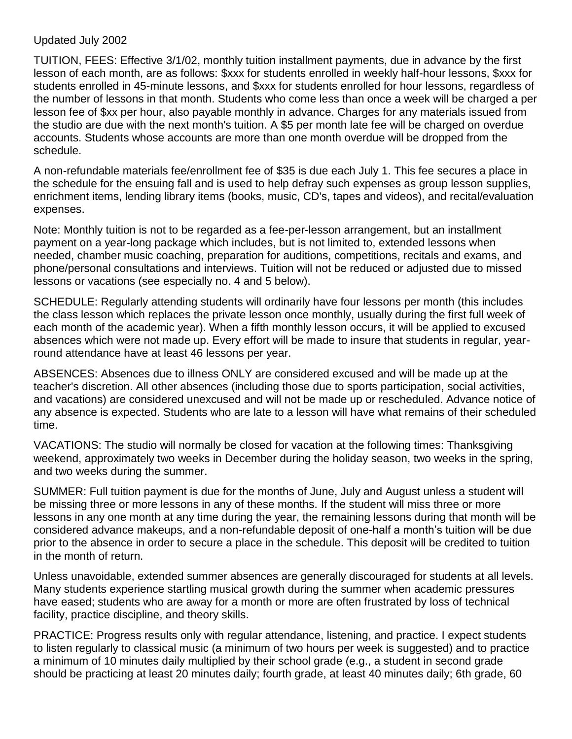Updated July 2002

TUITION, FEES: Effective 3/1/02, monthly tuition installment payments, due in advance by the first lesson of each month, are as follows: $xxx for students enrolled in weekly half-hour lessons, $xxx for students enrolled in 45-minute lessons, and $xxx for students enrolled for hour lessons, regardless of the number of lessons in that month. Students who come less than once a week will be charged a per lesson fee of $xx per hour, also payable monthly in advance. Charges for any materials issued from the studio are due with the next month's tuition. A $5 per month late fee will be charged on overdue accounts. Students whose accounts are more than one month overdue will be dropped from the schedule.

A non-refundable materials fee/enrollment fee of $35 is due each July 1. This fee secures a place in the schedule for the ensuing fall and is used to help defray such expenses as group lesson supplies, enrichment items, lending library items (books, music, CD's, tapes and videos), and recital/evaluation expenses.

Note: Monthly tuition is not to be regarded as a fee-per-lesson arrangement, but an installment payment on a year-long package which includes, but is not limited to, extended lessons when needed, chamber music coaching, preparation for auditions, competitions, recitals and exams, and phone/personal consultations and interviews. Tuition will not be reduced or adjusted due to missed lessons or vacations (see especially no. 4 and 5 below).

SCHEDULE: Regularly attending students will ordinarily have four lessons per month (this includes the class lesson which replaces the private lesson once monthly, usually during the first full week of each month of the academic year). When a fifth monthly lesson occurs, it will be applied to excused absences which were not made up. Every effort will be made to insure that students in regular, year-round attendance have at least 46 lessons per year.

ABSENCES: Absences due to illness ONLY are considered excused and will be made up at the teacher's discretion. All other absences (including those due to sports participation, social activities, and vacations) are considered unexcused and will not be made up or rescheduled. Advance notice of any absence is expected. Students who are late to a lesson will have what remains of their scheduled time.

VACATIONS: The studio will normally be closed for vacation at the following times: Thanksgiving weekend, approximately two weeks in December during the holiday season, two weeks in the spring, and two weeks during the summer.

SUMMER: Full tuition payment is due for the months of June, July and August unless a student will be missing three or more lessons in any of these months. If the student will miss three or more lessons in any one month at any time during the year, the remaining lessons during that month will be considered advance makeups, and a non-refundable deposit of one-half a month's tuition will be due prior to the absence in order to secure a place in the schedule. This deposit will be credited to tuition in the month of return.

Unless unavoidable, extended summer absences are generally discouraged for students at all levels. Many students experience startling musical growth during the summer when academic pressures have eased; students who are away for a month or more are often frustrated by loss of technical facility, practice discipline, and theory skills.

PRACTICE: Progress results only with regular attendance, listening, and practice. I expect students to listen regularly to classical music (a minimum of two hours per week is suggested) and to practice a minimum of 10 minutes daily multiplied by their school grade (e.g., a student in second grade should be practicing at least 20 minutes daily; fourth grade, at least 40 minutes daily; 6th grade, 60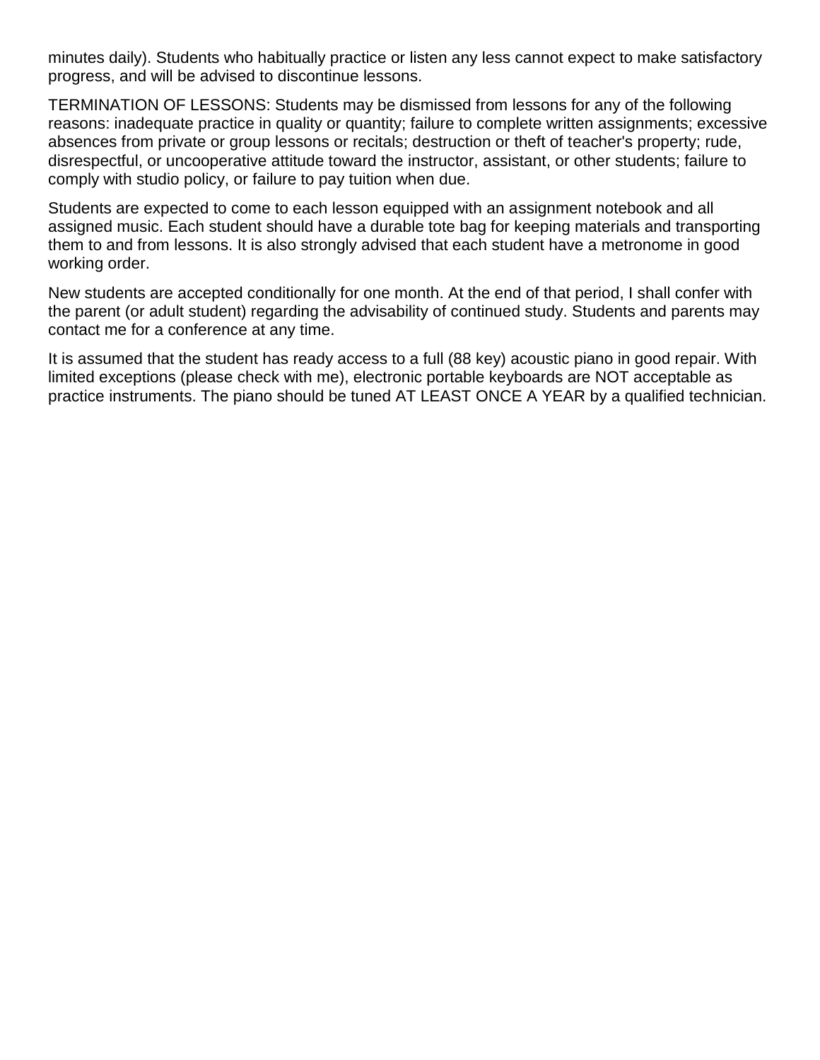minutes daily). Students who habitually practice or listen any less cannot expect to make satisfactory progress, and will be advised to discontinue lessons.

TERMINATION OF LESSONS: Students may be dismissed from lessons for any of the following reasons: inadequate practice in quality or quantity; failure to complete written assignments; excessive absences from private or group lessons or recitals; destruction or theft of teacher's property; rude, disrespectful, or uncooperative attitude toward the instructor, assistant, or other students; failure to comply with studio policy, or failure to pay tuition when due.

Students are expected to come to each lesson equipped with an assignment notebook and all assigned music. Each student should have a durable tote bag for keeping materials and transporting them to and from lessons. It is also strongly advised that each student have a metronome in good working order.

New students are accepted conditionally for one month. At the end of that period, I shall confer with the parent (or adult student) regarding the advisability of continued study. Students and parents may contact me for a conference at any time.

It is assumed that the student has ready access to a full (88 key) acoustic piano in good repair. With limited exceptions (please check with me), electronic portable keyboards are NOT acceptable as practice instruments. The piano should be tuned AT LEAST ONCE A YEAR by a qualified technician.